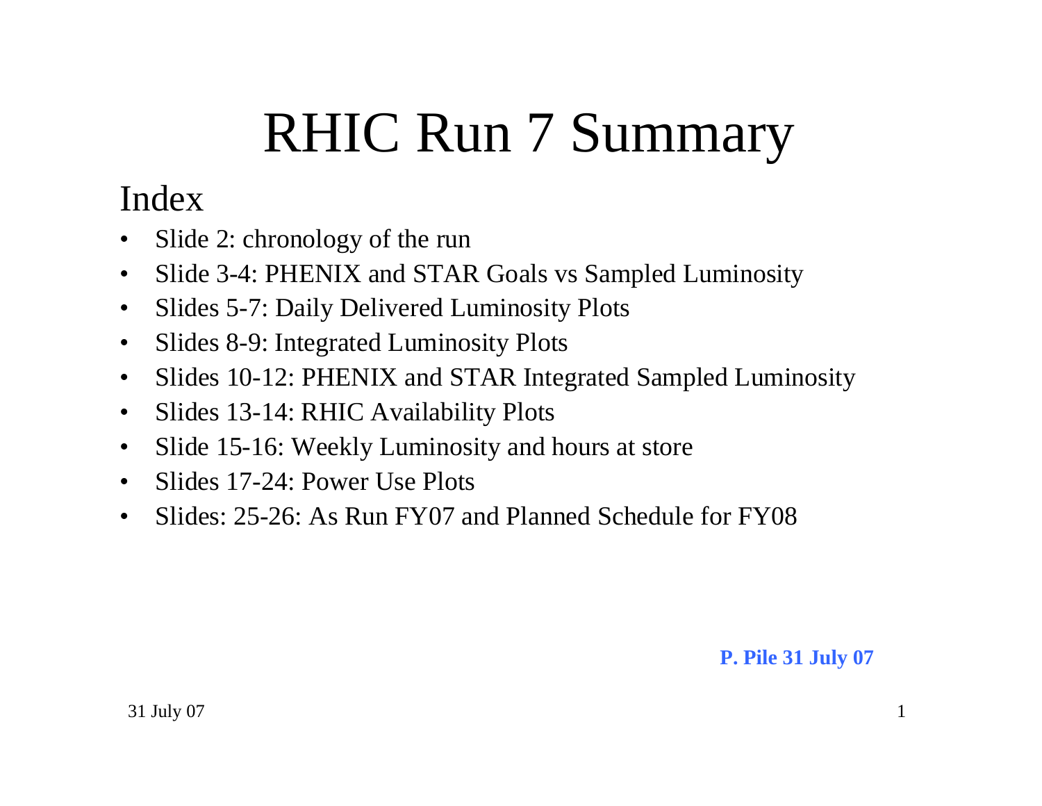# RHIC Run 7 Summary

## Index

- Slide 2: chronology of the run
- Slide 3-4: PHENIX and STAR Goals vs Sampled Luminosity
- Slides 5-7: Daily Delivered Luminosity Plots
- Slides 8-9: Integrated Luminosity Plots
- Slides 10-12: PHENIX and STAR Integrated Sampled Luminosity
- Slides 13-14: RHIC Availability Plots
- Slide 15-16: Weekly Luminosity and hours at store
- Slides 17-24: Power Use Plots
- Slides: 25-26: As Run FY07 and Planned Schedule for FY08

**P. Pile 31 July 07**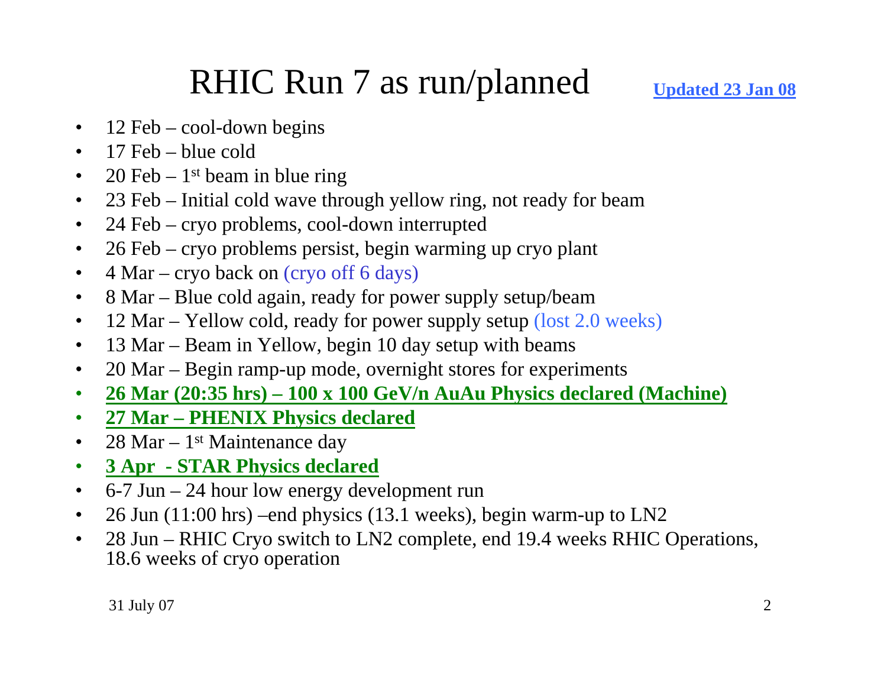# RHIC Run 7 as run/planned

**Updated 23 Jan 08**

- 12 Feb – cool-down begins
- 17 Feb – blue cold
- 20 Feb – 1st beam in blue ring
- 23 Feb – Initial cold wave through yellow ring, not ready for beam
- 24 Feb – cryo problems, cool-down interrupted
- 26 Feb – cryo problems persist, begin warming up cryo plant
- 4 Mar – cryo back on (cryo off 6 days)
- 8 Mar – Blue cold again, ready for power supply setup/beam
- 12 Mar – Yellow cold, ready for power supply setup (lost 2.0 weeks)
- 13 Mar – Beam in Yellow, begin 10 day setup with beams
- 20 Mar – Begin ramp-up mode, overnight stores for experiments
- **26 Mar (20:35 hrs) – 100 x 100 GeV/n AuAu Physics declared (Machine)**
- **27 Mar – PHENIX Physics declared**
- 28 Mar – 1st Maintenance day
- **3 Apr - STAR Physics declared**
- 6-7 Jun – 24 hour low energy development run
- 26 Jun (11:00 hrs) –end physics (13.1 weeks), begin warm-up to LN2
- 28 Jun – RHIC Cryo switch to LN2 complete, end 19.4 weeks RHIC Operations, 18.6 weeks of cryo operation

31 July 07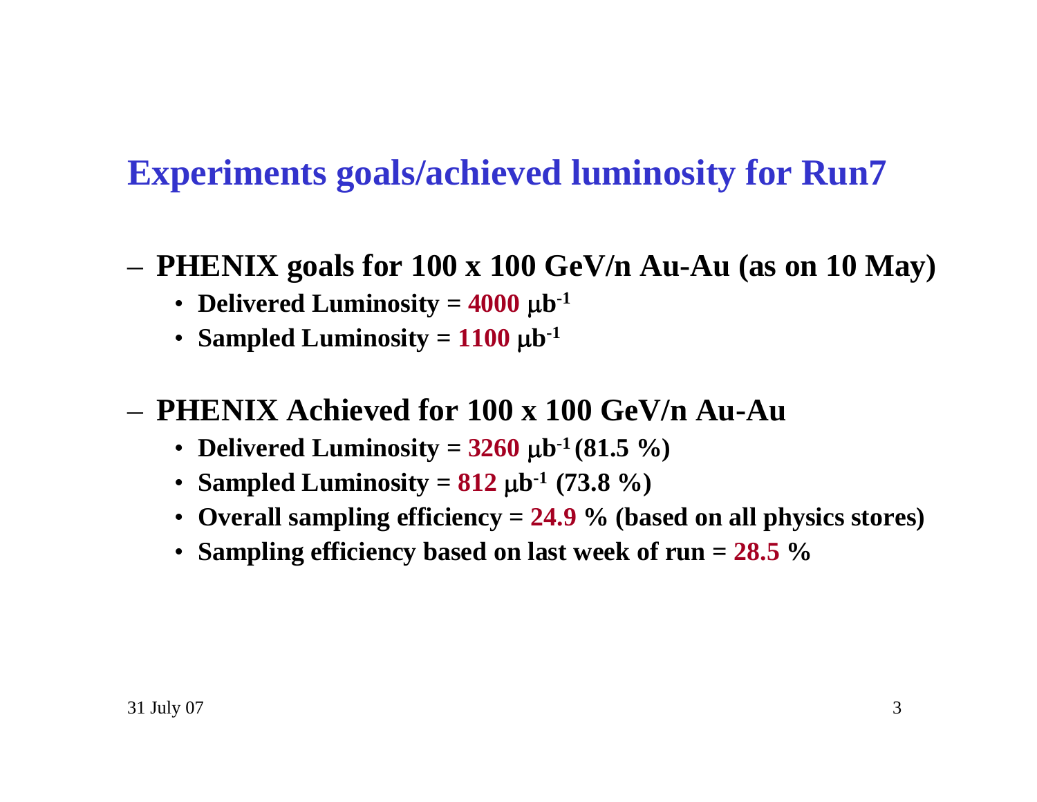## Experiments goals/achieved luminosity for Run7

- **PHENIX goals for 100 x 100 GeV/n Au-Au (as on 10 May)**
  - **Delivered Luminosity = 4000 $\mu b^{-1}$**
  - **Sampled Luminosity = 1100 $\mu b^{-1}$**

- **PHENIX Achieved for 100 x 100 GeV/n Au-Au**
  - **Delivered Luminosity = 3260 $\mu b^{-1}$ (81.5 %)**
  - **Sampled Luminosity = 812 $\mu b^{-1}$ (73.8 %)**
  - **Overall sampling efficiency = 24.9 % (based on all physics stores)**
  - **Sampling efficiency based on last week of run = 28.5 %**

31 July 07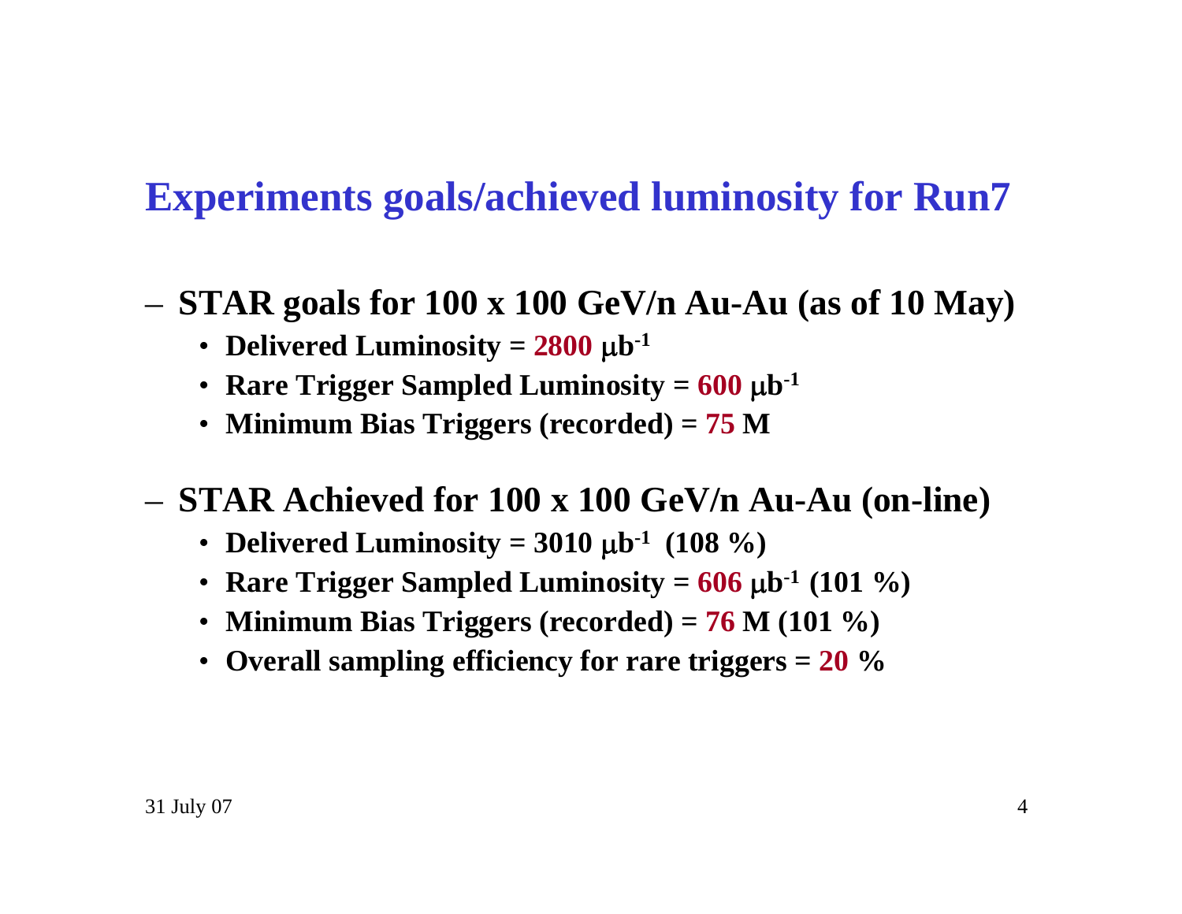# Experiments goals/achieved luminosity for Run7

- **STAR goals for 100 x 100 GeV/n Au-Au (as of 10 May)**
  - **Delivered Luminosity = 2800 $\mu b^{-1}$**
  - **Rare Trigger Sampled Luminosity = 600 $\mu b^{-1}$**
  - **Minimum Bias Triggers (recorded) = 75 M**

- **STAR Achieved for 100 x 100 GeV/n Au-Au (on-line)**
  - **Delivered Luminosity = 3010 $\mu b^{-1}$ (108 %)**
  - **Rare Trigger Sampled Luminosity = 606 $\mu b^{-1}$ (101 %)**
  - **Minimum Bias Triggers (recorded) = 76 M (101 %)**
  - **Overall sampling efficiency for rare triggers = 20 %**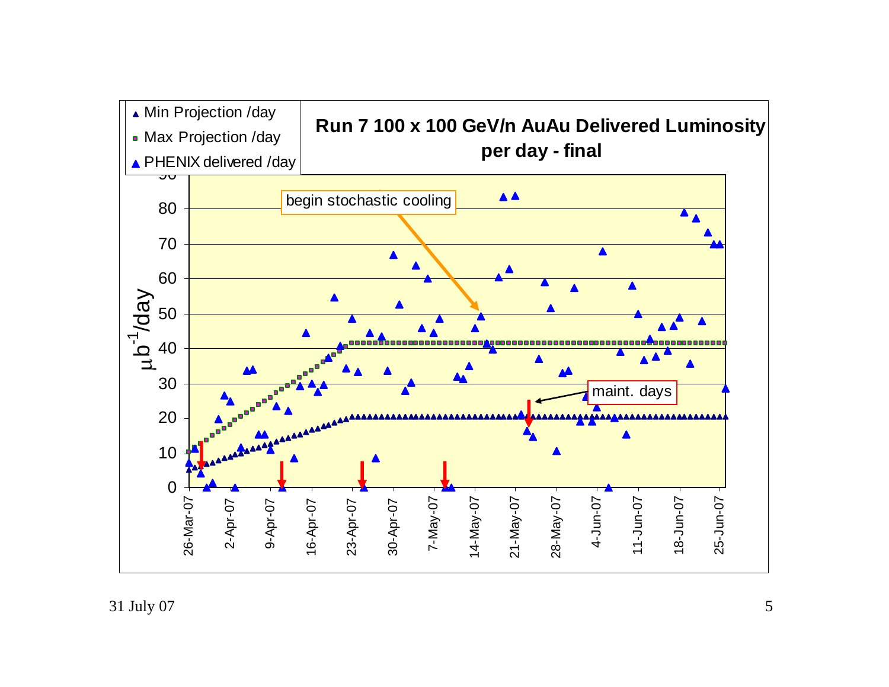## Run 7 100 x 100 GeV/n AuAu Delivered Luminosity per day - final

- Min Projection /day
- Max Projection /day
- PHENIX delivered /day

Y-axis: $\mu b^{-1}$/day (0 to 90)

X-axis: 26-Mar-07, 2-Apr-07, 9-Apr-07, 16-Apr-07, 23-Apr-07, 30-Apr-07, 7-May-07, 14-May-07, 21-May-07, 28-May-07, 4-Jun-07, 11-Jun-07, 18-Jun-07, 25-Jun-07

Annotations: begin stochastic cooling; maint. days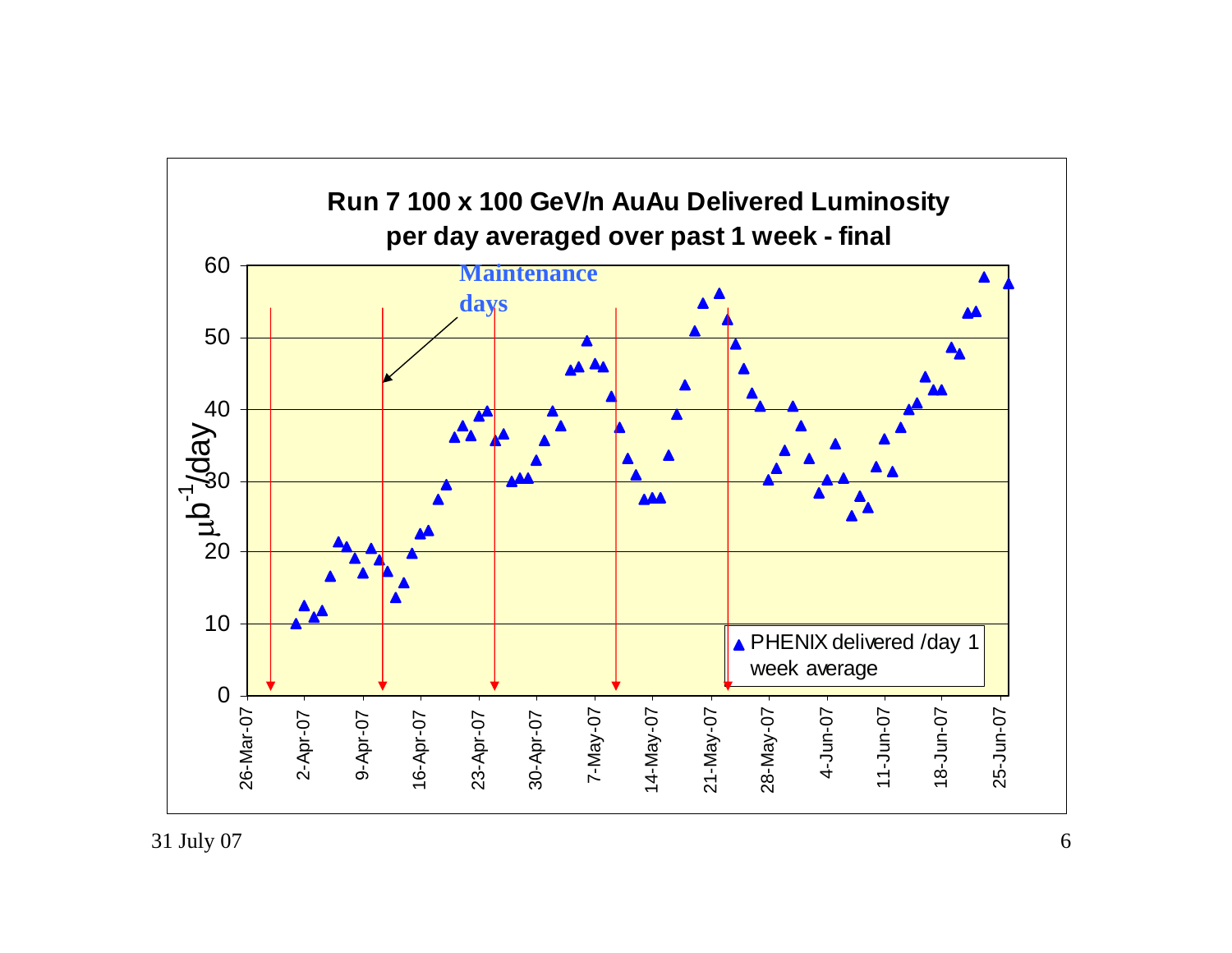## Run 7 100 x 100 GeV/n AuAu Delivered Luminosity per day averaged over past 1 week - final

Maintenance days

$\mu b^{-1}$/day

▲ PHENIX delivered /day 1 week average

26-Mar-07, 2-Apr-07, 9-Apr-07, 16-Apr-07, 23-Apr-07, 30-Apr-07, 7-May-07, 14-May-07, 21-May-07, 28-May-07, 4-Jun-07, 11-Jun-07, 18-Jun-07, 25-Jun-07

0, 10, 20, 30, 40, 50, 60

31 July 07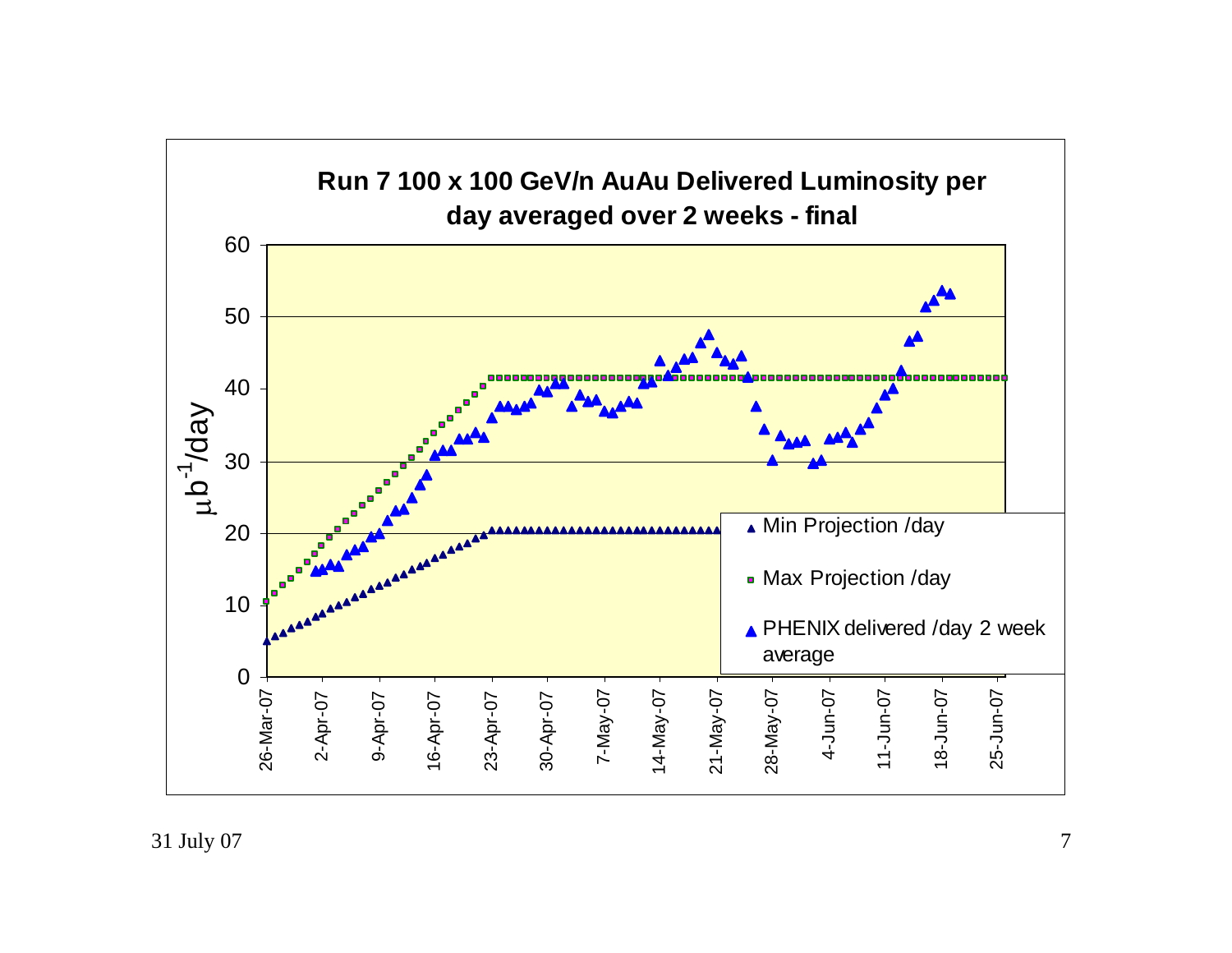# Run 7 100 x 100 GeV/n AuAu Delivered Luminosity per day averaged over 2 weeks - final

Y-axis: $\mu b^{-1}$/day (0 to 60)

X-axis: 26-Mar-07, 2-Apr-07, 9-Apr-07, 16-Apr-07, 23-Apr-07, 30-Apr-07, 7-May-07, 14-May-07, 21-May-07, 28-May-07, 4-Jun-07, 11-Jun-07, 18-Jun-07, 25-Jun-07

Legend:
- Min Projection /day
- Max Projection /day
- PHENIX delivered /day 2 week average

31 July 07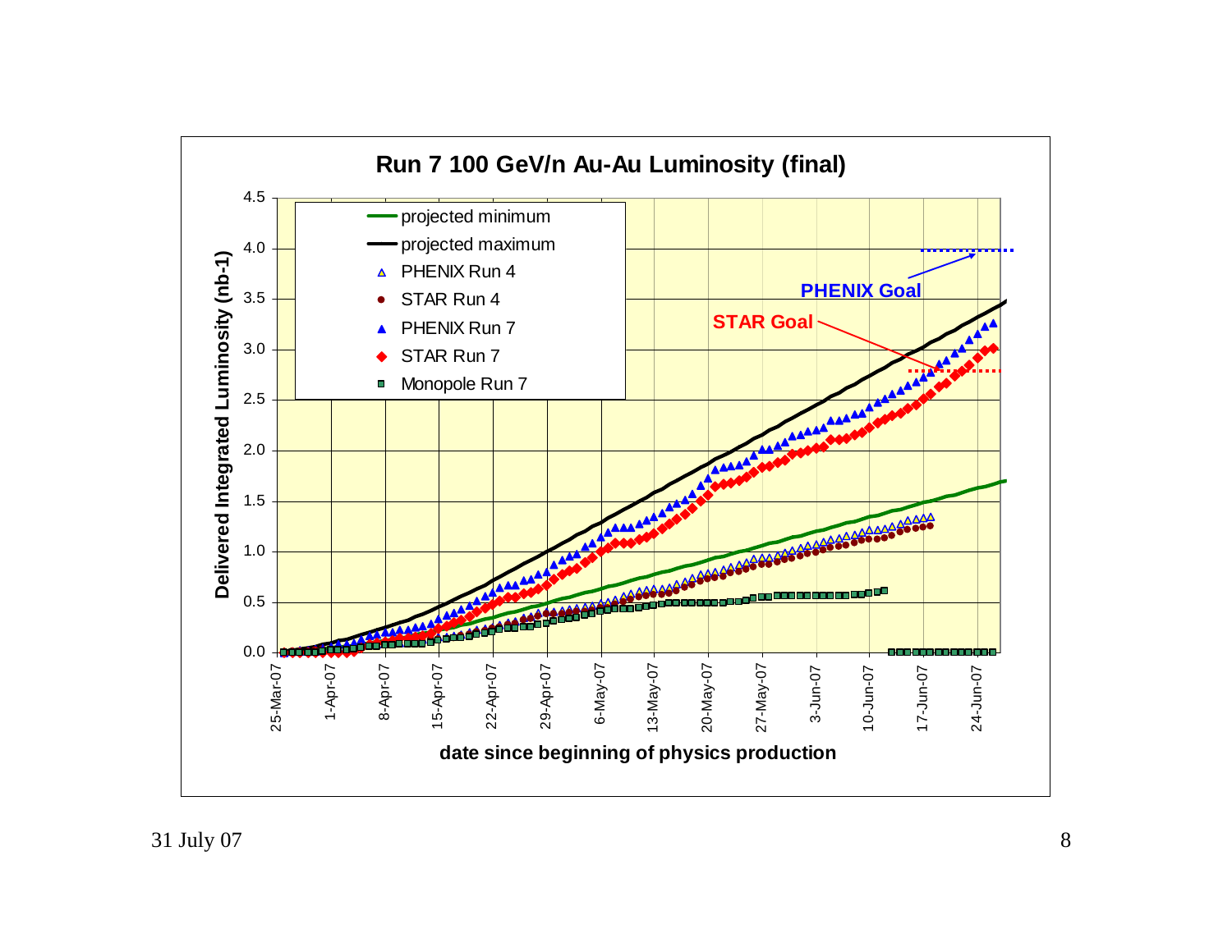# Run 7 100 GeV/n Au-Au Luminosity (final)

- projected minimum
- projected maximum
- PHENIX Run 4
- STAR Run 4
- PHENIX Run 7
- STAR Run 7
- Monopole Run 7

PHENIX Goal

STAR Goal

Delivered Integrated Luminosity (nb-1)

0.0, 0.5, 1.0, 1.5, 2.0, 2.5, 3.0, 3.5, 4.0, 4.5

25-Mar-07, 1-Apr-07, 8-Apr-07, 15-Apr-07, 22-Apr-07, 29-Apr-07, 6-May-07, 13-May-07, 20-May-07, 27-May-07, 3-Jun-07, 10-Jun-07, 17-Jun-07, 24-Jun-07

date since beginning of physics production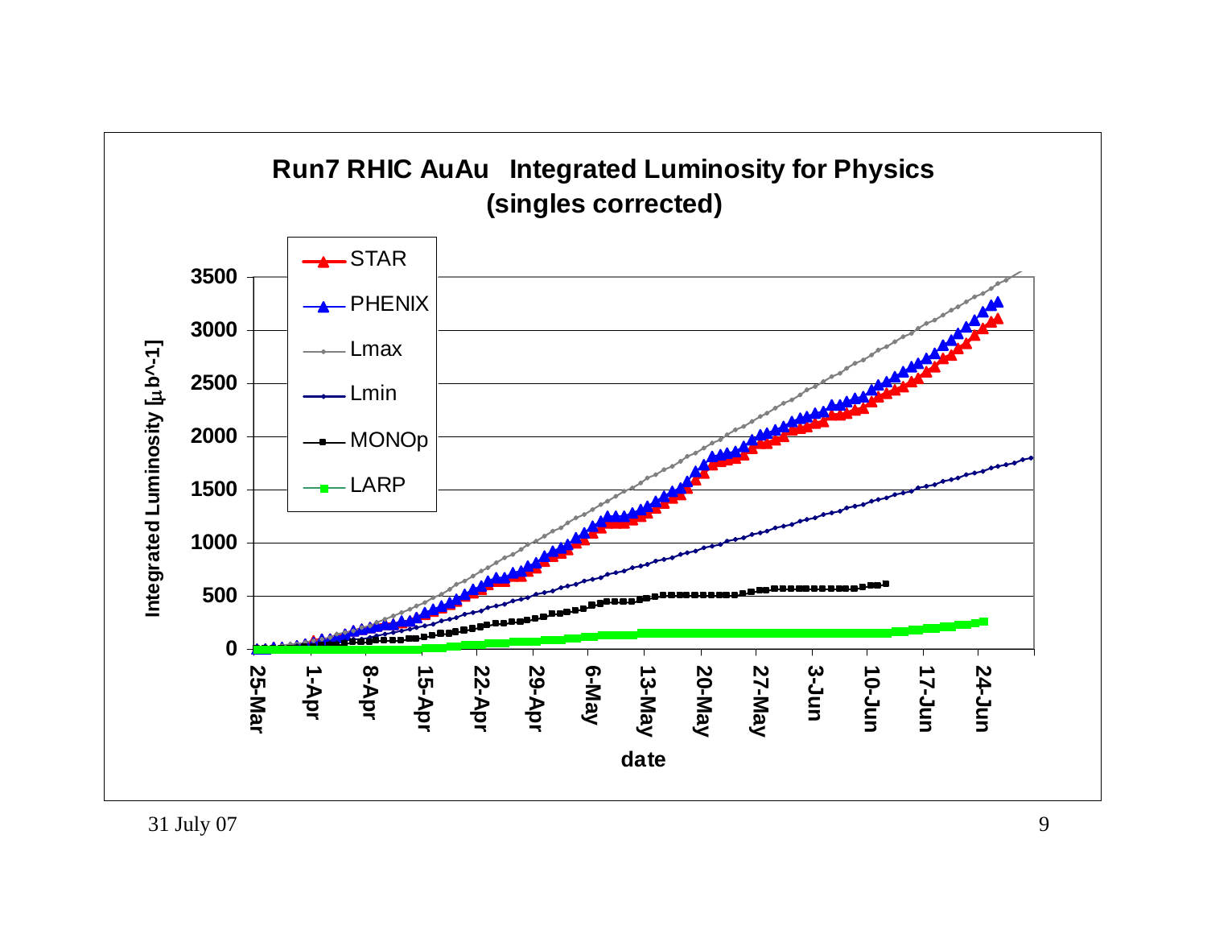## Run7 RHIC AuAu Integrated Luminosity for Physics (singles corrected)

Legend: STAR, PHENIX, Lmax, Lmin, MONOp, LARP

Integrated Luminosity [μb^-1]

0, 500, 1000, 1500, 2000, 2500, 3000, 3500

25-Mar, 1-Apr, 8-Apr, 15-Apr, 22-Apr, 29-Apr, 6-May, 13-May, 20-May, 27-May, 3-Jun, 10-Jun, 17-Jun, 24-Jun

date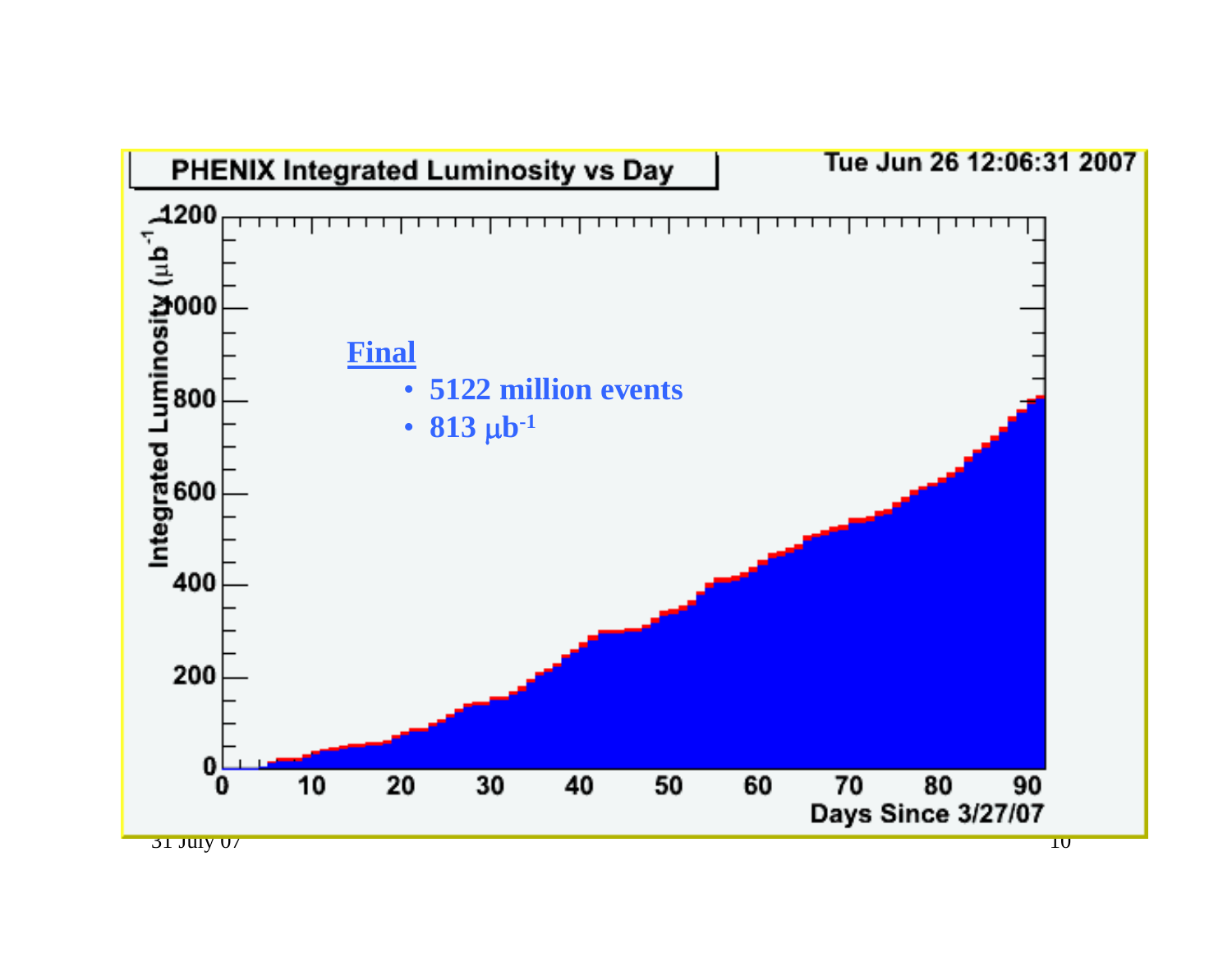**PHENIX Integrated Luminosity vs Day**

Tue Jun 26 12:06:31 2007

**Final**

- **5122 million events**
- **813 $\mu b^{-1}$**

Integrated Luminosity ($\mu b^{-1}$)

Days Since 3/27/07

31 July 07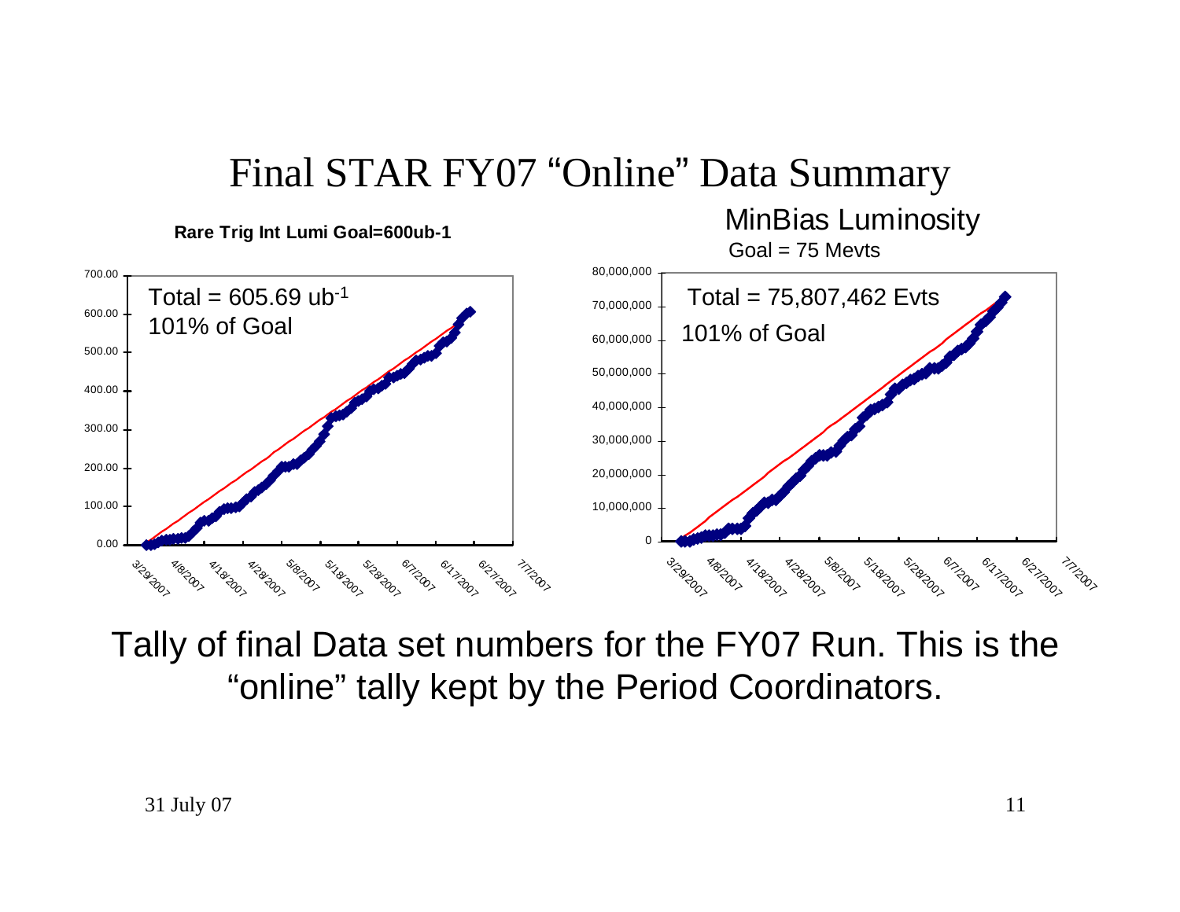# Final STAR FY07 "Online" Data Summary

**Rare Trig Int Lumi Goal=600ub-1**

Total = 605.69 $ub^{-1}$
101% of Goal

MinBias Luminosity
Goal = 75 Mevts

Total = 75,807,462 Evts
101% of Goal

Tally of final Data set numbers for the FY07 Run. This is the "online" tally kept by the Period Coordinators.

31 July 07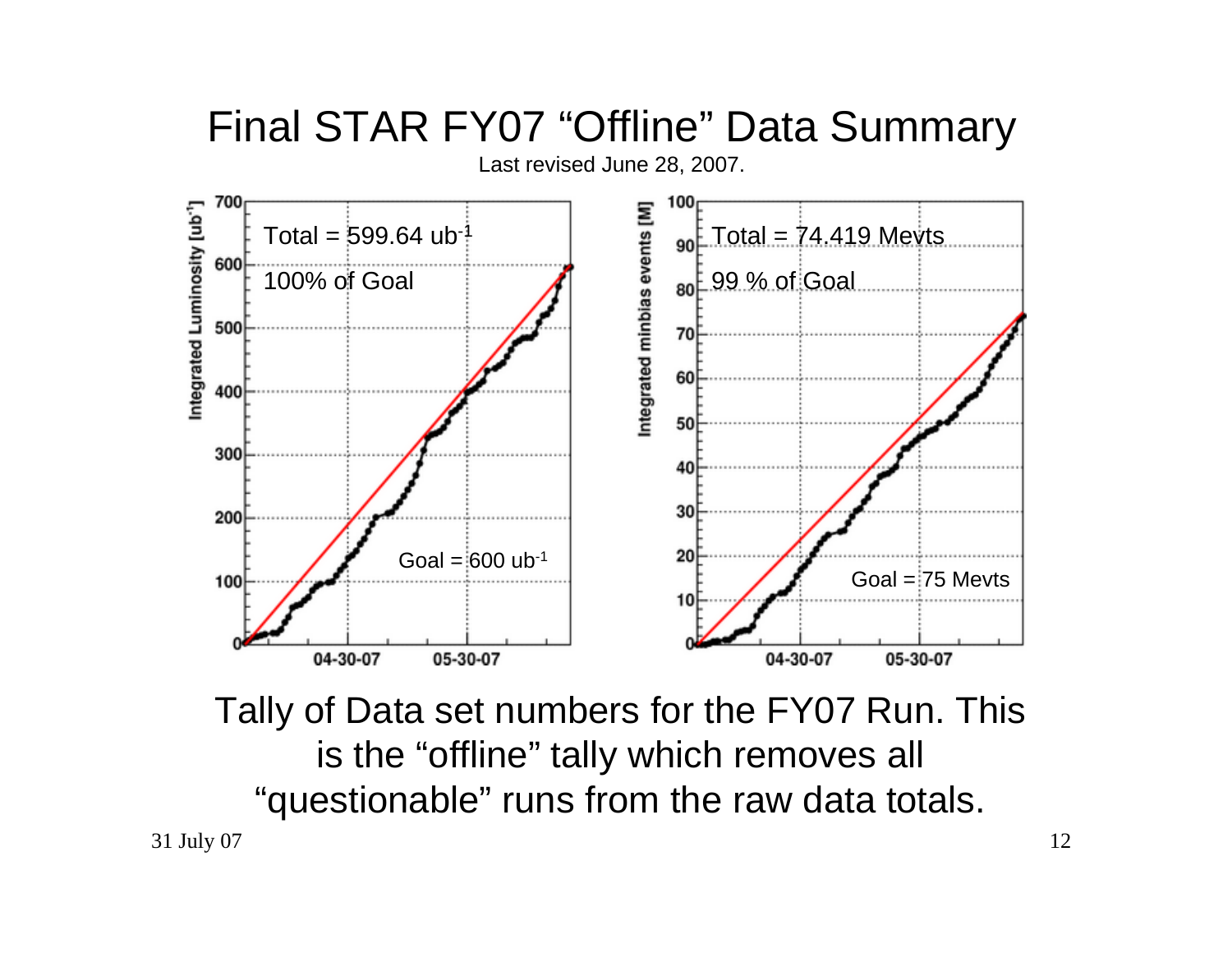# Final STAR FY07 “Offline” Data Summary

Last revised June 28, 2007.

Total = 599.64 $ub^{-1}$

100% of Goal

Goal = 600 $ub^{-1}$

Total = 74.419 Mevts

99 % of Goal

Goal = 75 Mevts

Tally of Data set numbers for the FY07 Run. This is the “offline” tally which removes all “questionable” runs from the raw data totals.

31 July 07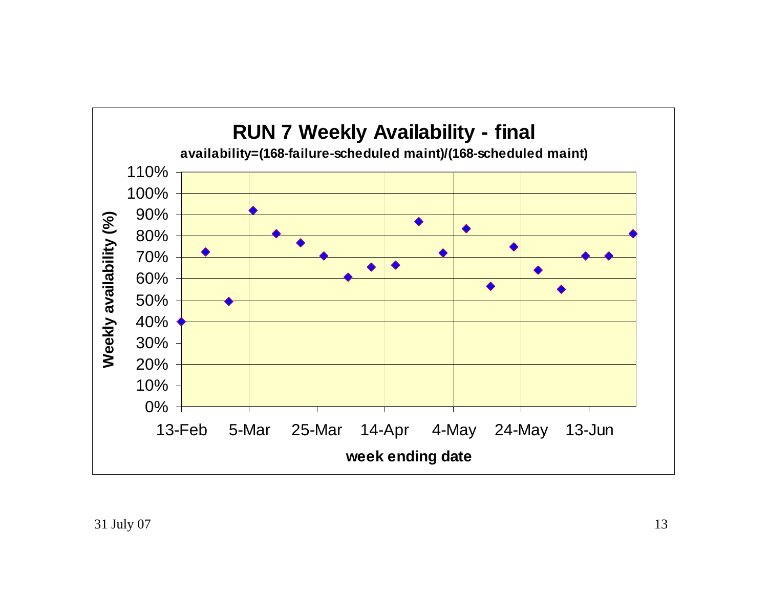# RUN 7 Weekly Availability - final

**availability=(168-failure-scheduled maint)/(168-scheduled maint)**

Weekly availability (%)

110%
100%
90%
80%
70%
60%
50%
40%
30%
20%
10%
0%

13-Feb 5-Mar 25-Mar 14-Apr 4-May 24-May 13-Jun

**week ending date**

31 July 07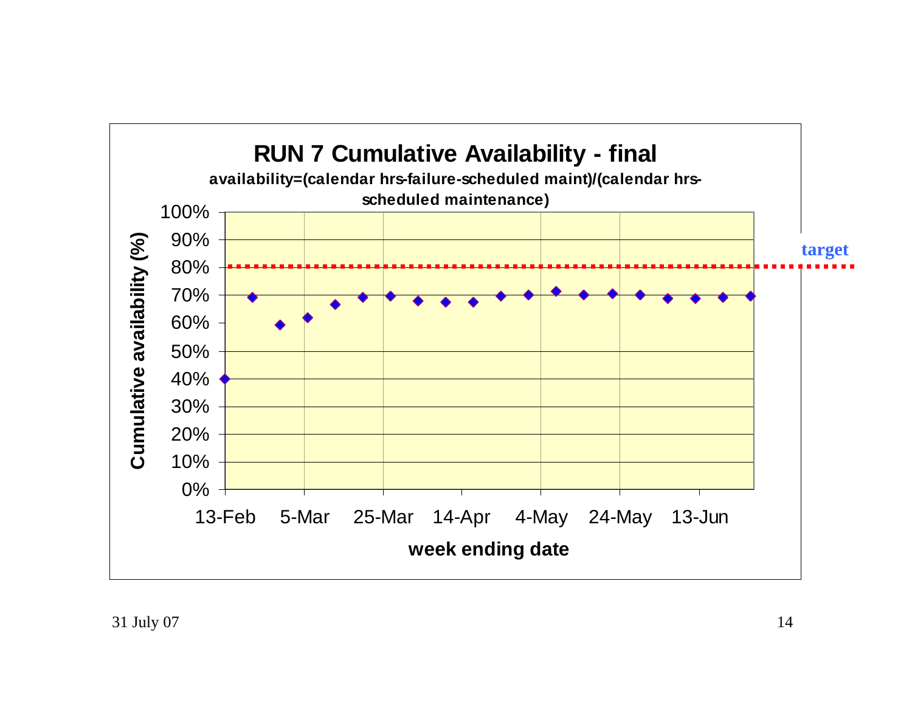# RUN 7 Cumulative Availability - final

**availability=(calendar hrs-failure-scheduled maint)/(calendar hrs-scheduled maintenance)**

Cumulative availability (%)

100%
90%
80%
70%
60%
50%
40%
30%
20%
10%
0%

13-Feb 5-Mar 25-Mar 14-Apr 4-May 24-May 13-Jun

**week ending date**

target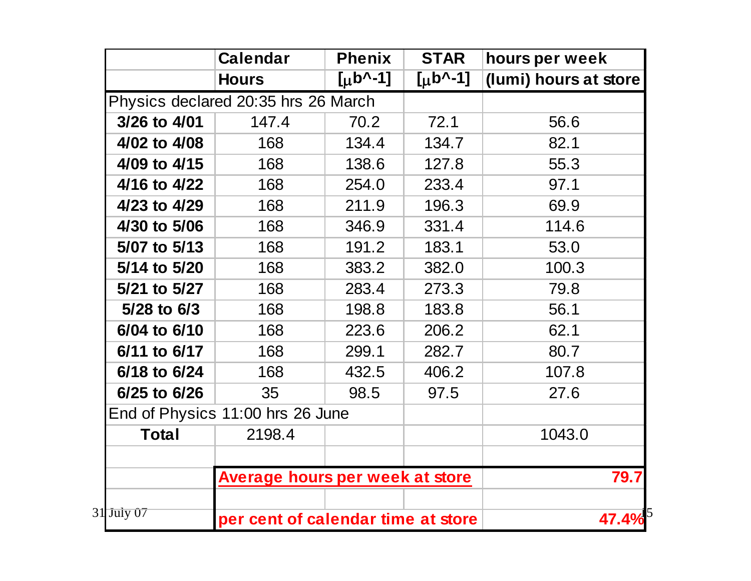| | Calendar Hours | Phenix [$\mu$b^-1] | STAR [$\mu$b^-1] | hours per week (lumi) hours at store |
|---|---|---|---|---|
| Physics declared 20:35 hrs 26 March | | | | |
| **3/26 to 4/01** | 147.4 | 70.2 | 72.1 | 56.6 |
| **4/02 to 4/08** | 168 | 134.4 | 134.7 | 82.1 |
| **4/09 to 4/15** | 168 | 138.6 | 127.8 | 55.3 |
| **4/16 to 4/22** | 168 | 254.0 | 233.4 | 97.1 |
| **4/23 to 4/29** | 168 | 211.9 | 196.3 | 69.9 |
| **4/30 to 5/06** | 168 | 346.9 | 331.4 | 114.6 |
| **5/07 to 5/13** | 168 | 191.2 | 183.1 | 53.0 |
| **5/14 to 5/20** | 168 | 383.2 | 382.0 | 100.3 |
| **5/21 to 5/27** | 168 | 283.4 | 273.3 | 79.8 |
| **5/28 to 6/3** | 168 | 198.8 | 183.8 | 56.1 |
| **6/04 to 6/10** | 168 | 223.6 | 206.2 | 62.1 |
| **6/11 to 6/17** | 168 | 299.1 | 282.7 | 80.7 |
| **6/18 to 6/24** | 168 | 432.5 | 406.2 | 107.8 |
| **6/25 to 6/26** | 35 | 98.5 | 97.5 | 27.6 |
| End of Physics 11:00 hrs 26 June | | | | |
| **Total** | 2198.4 | | | 1043.0 |
| | | | | |
| | **Average hours per week at store** | | | **79.7** |
| | | | | |
| | **per cent of calendar time at store** | | | **47.4%** |

31 July 07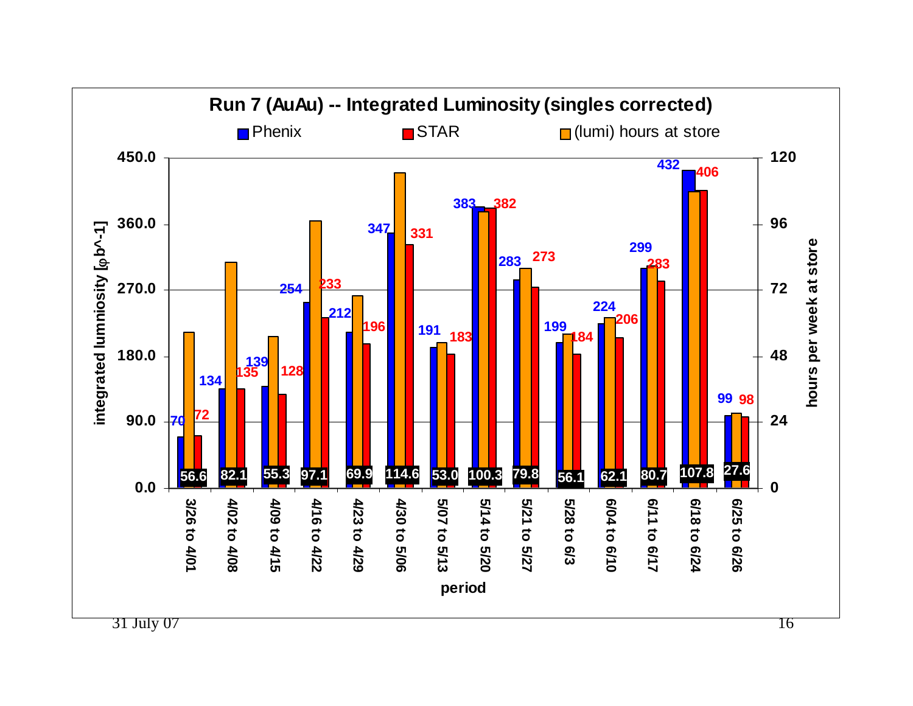# Run 7 (AuAu) -- Integrated Luminosity (singles corrected)

Legend: Phenix, STAR, (lumi) hours at store

| period | Phenix (integrated luminosity [μb^-1]) | STAR (integrated luminosity [μb^-1]) | (lumi) hours at store |
|---|---|---|---|
| 3/26 to 4/01 | 70 | 72 | 56.6 |
| 4/02 to 4/08 | 134 | 135 | 82.1 |
| 4/09 to 4/15 | 139 | 128 | 55.3 |
| 4/16 to 4/22 | 254 | 233 | 97.1 |
| 4/23 to 4/29 | 212 | 196 | 69.9 |
| 4/30 to 5/06 | 347 | 331 | 114.6 |
| 5/07 to 5/13 | 191 | 183 | 53.0 |
| 5/14 to 5/20 | 383 | 382 | 100.3 |
| 5/21 to 5/27 | 283 | 273 | 79.8 |
| 5/28 to 6/3 | 199 | 184 | 56.1 |
| 6/04 to 6/10 | 224 | 206 | 62.1 |
| 6/11 to 6/17 | 299 | 283 | 80.7 |
| 6/18 to 6/24 | 432 | 406 | 107.8 |
| 6/25 to 6/26 | 99 | 98 | 27.6 |

Left axis: integrated lumniosity [μb^-1] (0.0 – 450.0); right axis: hours per week at store (0 – 120); x-axis: period

31 July 07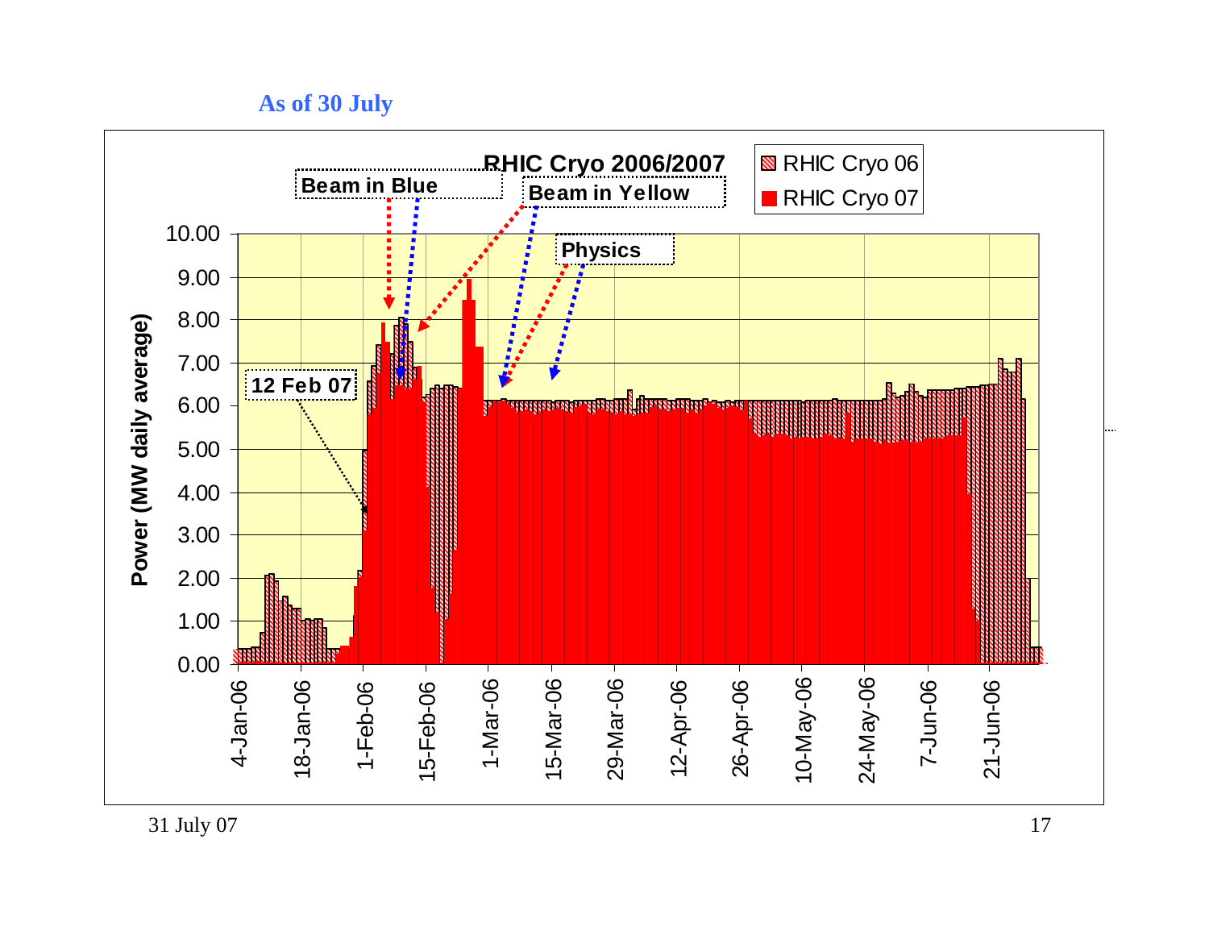As of 30 July

**RHIC Cryo 2006/2007**

Legend: RHIC Cryo 06, RHIC Cryo 07

Annotations: Beam in Blue, Beam in Yellow, Physics, 12 Feb 07

Power (MW daily average)

10.00, 9.00, 8.00, 7.00, 6.00, 5.00, 4.00, 3.00, 2.00, 1.00, 0.00

4-Jan-06, 18-Jan-06, 1-Feb-06, 15-Feb-06, 1-Mar-06, 15-Mar-06, 29-Mar-06, 12-Apr-06, 26-Apr-06, 10-May-06, 24-May-06, 7-Jun-06, 21-Jun-06

31 July 07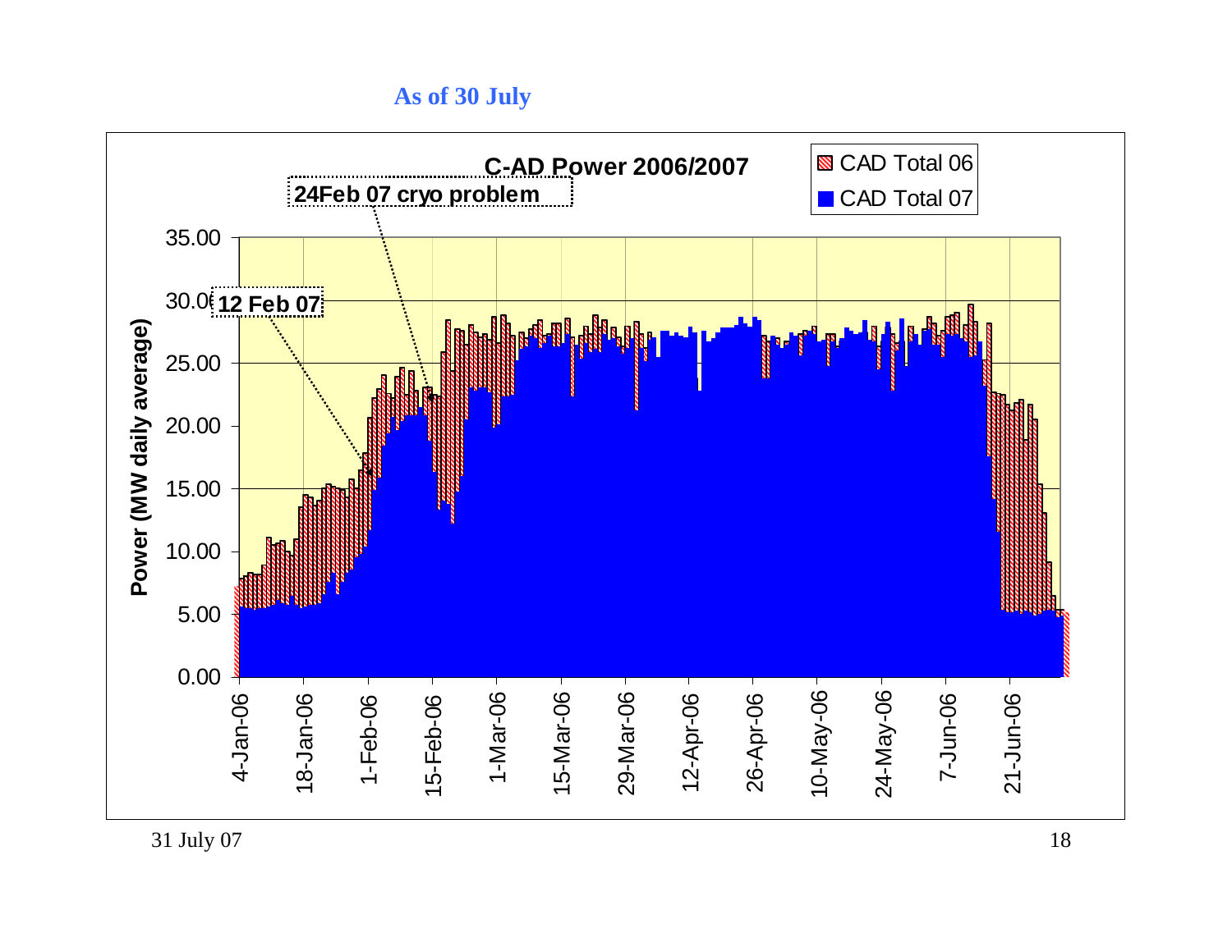### As of 30 July

**C-AD Power 2006/2007**

Legend: CAD Total 06, CAD Total 07

Annotations: 24Feb 07 cryo problem; 12 Feb 07

Y-axis: Power (MW daily average) — 0.00, 5.00, 10.00, 15.00, 20.00, 25.00, 30.00, 35.00

X-axis: 4-Jan-06, 18-Jan-06, 1-Feb-06, 15-Feb-06, 1-Mar-06, 15-Mar-06, 29-Mar-06, 12-Apr-06, 26-Apr-06, 10-May-06, 24-May-06, 7-Jun-06, 21-Jun-06

31 July 07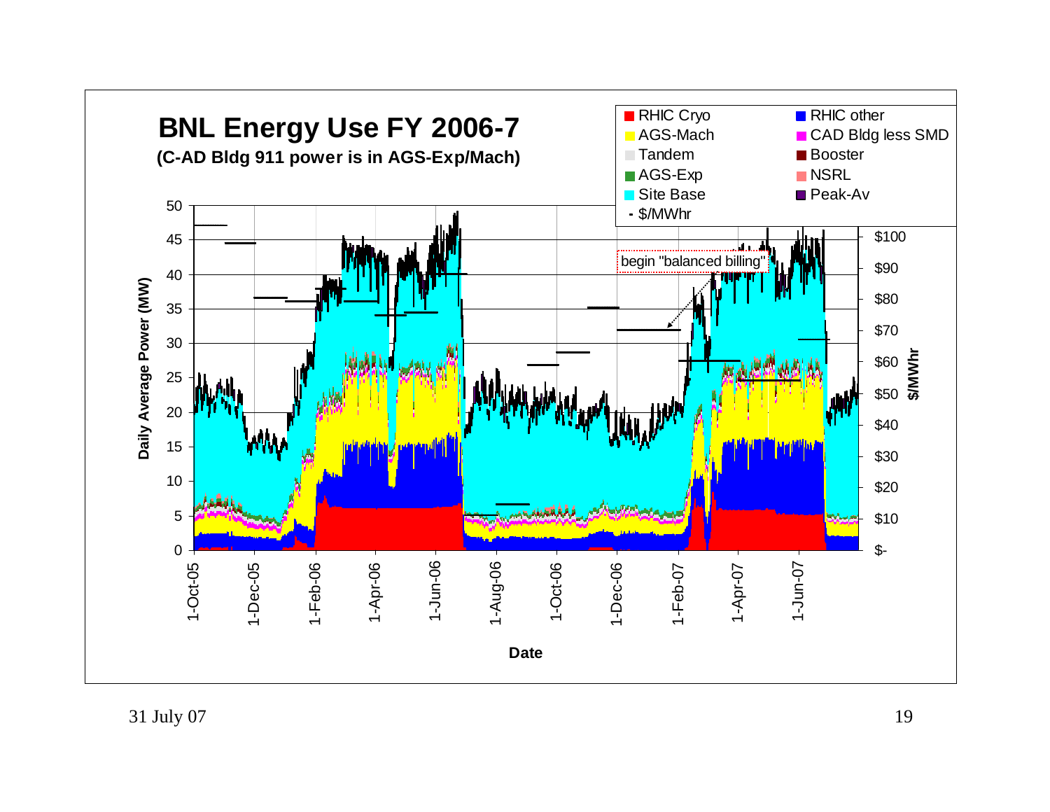# BNL Energy Use FY 2006-7

**(C-AD Bldg 911 power is in AGS-Exp/Mach)**

Legend: RHIC Cryo, RHIC other, AGS-Mach, CAD Bldg less SMD, Tandem, Booster, AGS-Exp, NSRL, Site Base, Peak-Av, $/MWhr

begin "balanced billing"

Daily Average Power (MW): 0, 5, 10, 15, 20, 25, 30, 35, 40, 45, 50

$/MWhr: $-, $10, $20, $30, $40, $50, $60, $70, $80, $90, $100

Date: 1-Oct-05, 1-Dec-05, 1-Feb-06, 1-Apr-06, 1-Jun-06, 1-Aug-06, 1-Oct-06, 1-Dec-06, 1-Feb-07, 1-Apr-07, 1-Jun-07

31 July 07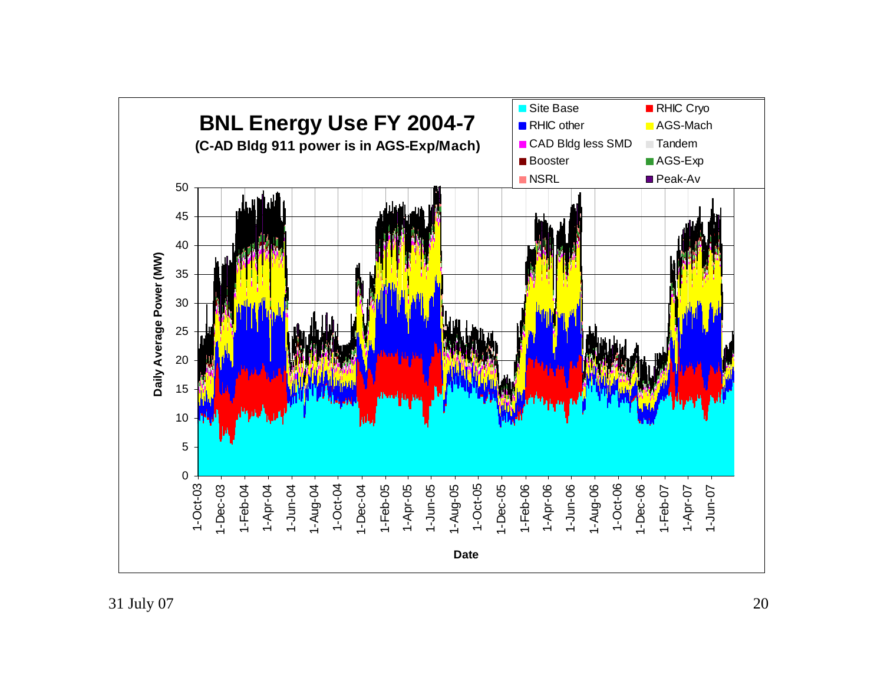**BNL Energy Use FY 2004-7**

**(C-AD Bldg 911 power is in AGS-Exp/Mach)**

Legend: Site Base, RHIC Cryo, RHIC other, AGS-Mach, CAD Bldg less SMD, Tandem, Booster, AGS-Exp, NSRL, Peak-Av

Y-axis: Daily Average Power (MW) — 0, 5, 10, 15, 20, 25, 30, 35, 40, 45, 50

X-axis: Date — 1-Oct-03, 1-Dec-03, 1-Feb-04, 1-Apr-04, 1-Jun-04, 1-Aug-04, 1-Oct-04, 1-Dec-04, 1-Feb-05, 1-Apr-05, 1-Jun-05, 1-Aug-05, 1-Oct-05, 1-Dec-05, 1-Feb-06, 1-Apr-06, 1-Jun-06, 1-Aug-06, 1-Oct-06, 1-Dec-06, 1-Feb-07, 1-Apr-07, 1-Jun-07

31 July 07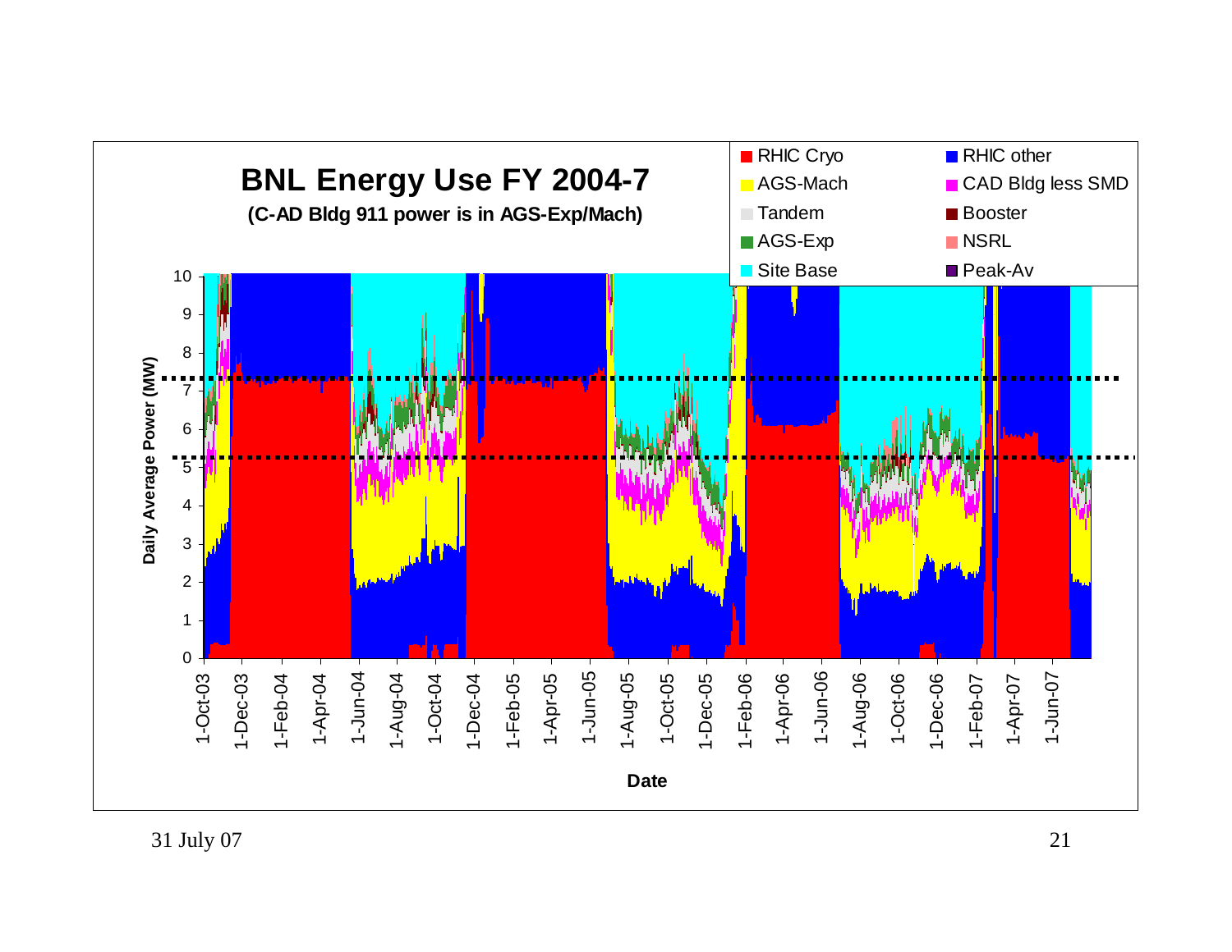# BNL Energy Use FY 2004-7

**(C-AD Bldg 911 power is in AGS-Exp/Mach)**

Legend: RHIC Cryo, RHIC other, AGS-Mach, CAD Bldg less SMD, Tandem, Booster, AGS-Exp, NSRL, Site Base, Peak-Av

Y-axis: Daily Average Power (MW) — 0 to 10

X-axis: Date — 1-Oct-03, 1-Dec-03, 1-Feb-04, 1-Apr-04, 1-Jun-04, 1-Aug-04, 1-Oct-04, 1-Dec-04, 1-Feb-05, 1-Apr-05, 1-Jun-05, 1-Aug-05, 1-Oct-05, 1-Dec-05, 1-Feb-06, 1-Apr-06, 1-Jun-06, 1-Aug-06, 1-Oct-06, 1-Dec-06, 1-Feb-07, 1-Apr-07, 1-Jun-07

31 July 07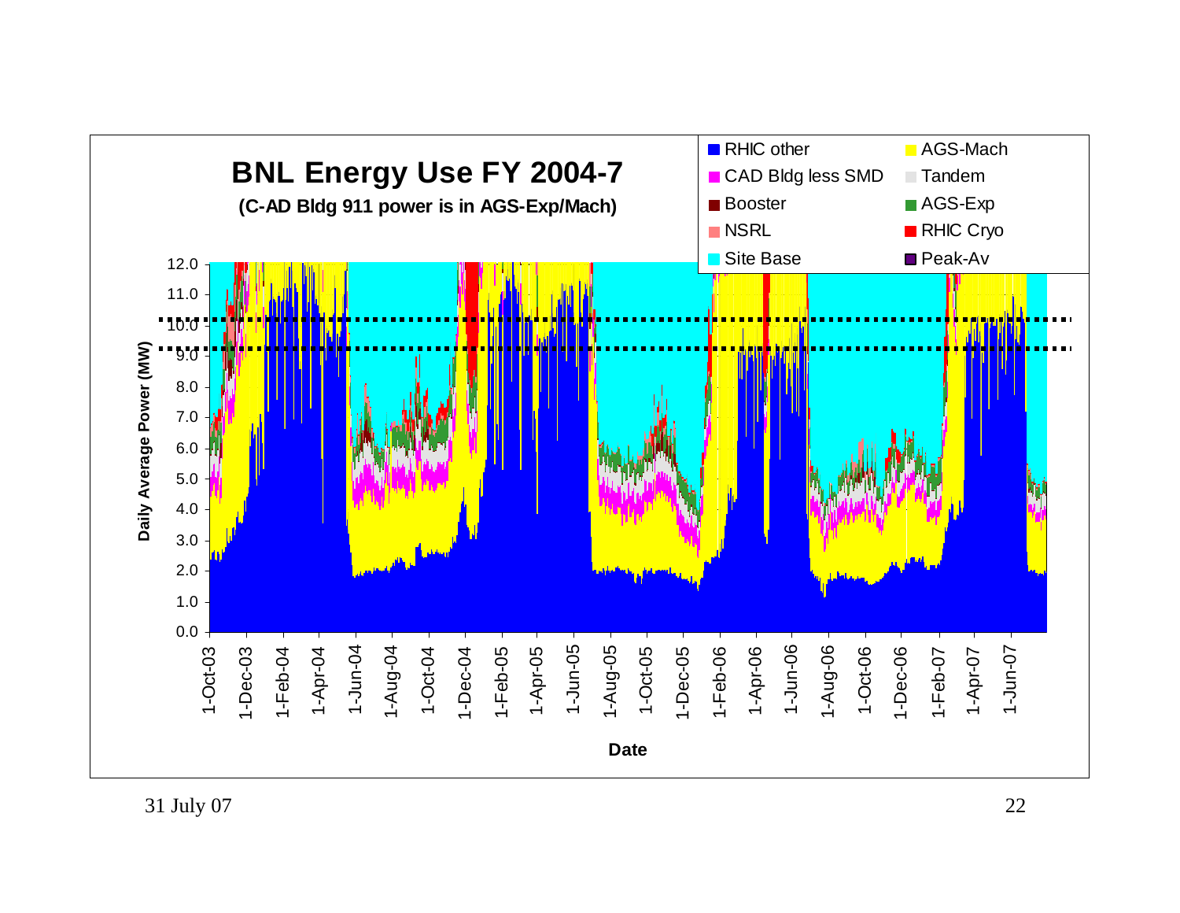# BNL Energy Use FY 2004-7

**(C-AD Bldg 911 power is in AGS-Exp/Mach)**

- RHIC other
- AGS-Mach
- CAD Bldg less SMD
- Tandem
- Booster
- AGS-Exp
- NSRL
- RHIC Cryo
- Site Base
- Peak-Av

Daily Average Power (MW): 0.0, 1.0, 2.0, 3.0, 4.0, 5.0, 6.0, 7.0, 8.0, 9.0, 10.0, 11.0, 12.0

Date: 1-Oct-03, 1-Dec-03, 1-Feb-04, 1-Apr-04, 1-Jun-04, 1-Aug-04, 1-Oct-04, 1-Dec-04, 1-Feb-05, 1-Apr-05, 1-Jun-05, 1-Aug-05, 1-Oct-05, 1-Dec-05, 1-Feb-06, 1-Apr-06, 1-Jun-06, 1-Aug-06, 1-Oct-06, 1-Dec-06, 1-Feb-07, 1-Apr-07, 1-Jun-07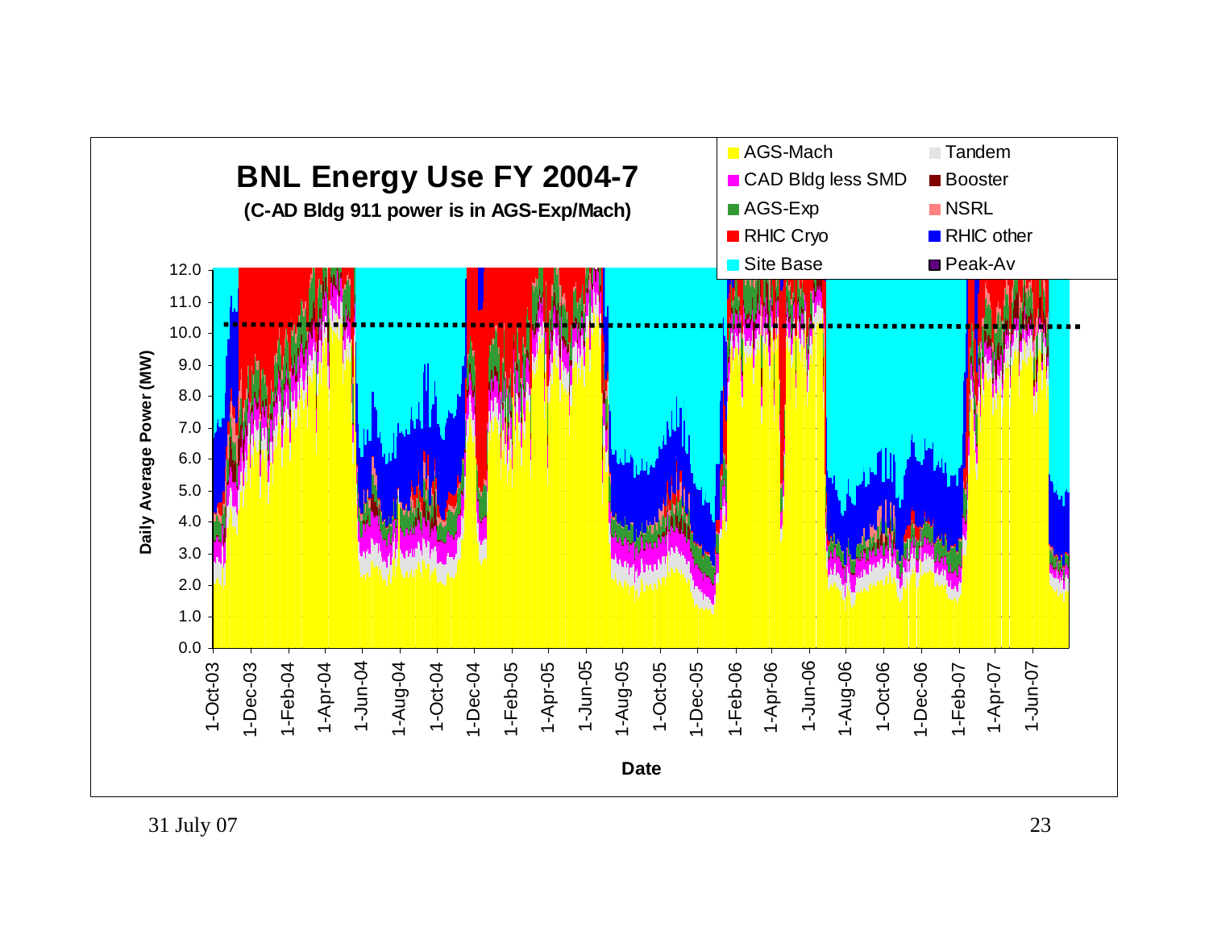# BNL Energy Use FY 2004-7

**(C-AD Bldg 911 power is in AGS-Exp/Mach)**

Legend: AGS-Mach, CAD Bldg less SMD, AGS-Exp, RHIC Cryo, Site Base, Tandem, Booster, NSRL, RHIC other, Peak-Av

Y-axis: Daily Average Power (MW) — 0.0, 1.0, 2.0, 3.0, 4.0, 5.0, 6.0, 7.0, 8.0, 9.0, 10.0, 11.0, 12.0

X-axis: Date — 1-Oct-03, 1-Dec-03, 1-Feb-04, 1-Apr-04, 1-Jun-04, 1-Aug-04, 1-Oct-04, 1-Dec-04, 1-Feb-05, 1-Apr-05, 1-Jun-05, 1-Aug-05, 1-Oct-05, 1-Dec-05, 1-Feb-06, 1-Apr-06, 1-Jun-06, 1-Aug-06, 1-Oct-06, 1-Dec-06, 1-Feb-07, 1-Apr-07, 1-Jun-07

31 July 07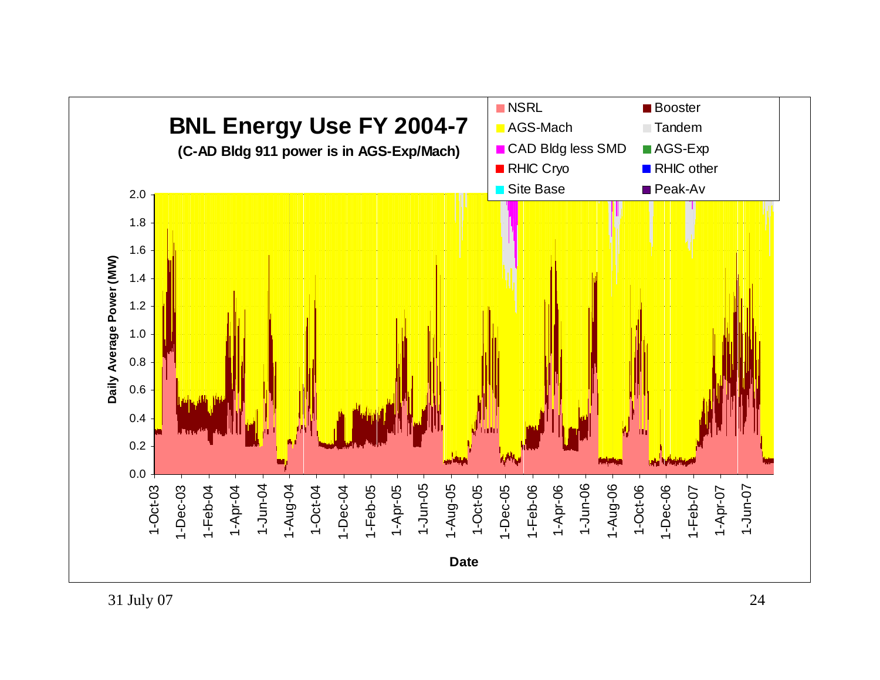# BNL Energy Use FY 2004-7

**(C-AD Bldg 911 power is in AGS-Exp/Mach)**

Legend: NSRL, Booster, AGS-Mach, Tandem, CAD Bldg less SMD, AGS-Exp, RHIC Cryo, RHIC other, Site Base, Peak-Av

Y-axis: Daily Average Power (MW) — 0.0 to 2.0

X-axis: Date — 1-Oct-03, 1-Dec-03, 1-Feb-04, 1-Apr-04, 1-Jun-04, 1-Aug-04, 1-Oct-04, 1-Dec-04, 1-Feb-05, 1-Apr-05, 1-Jun-05, 1-Aug-05, 1-Oct-05, 1-Dec-05, 1-Feb-06, 1-Apr-06, 1-Jun-06, 1-Aug-06, 1-Oct-06, 1-Dec-06, 1-Feb-07, 1-Apr-07, 1-Jun-07

31 July 07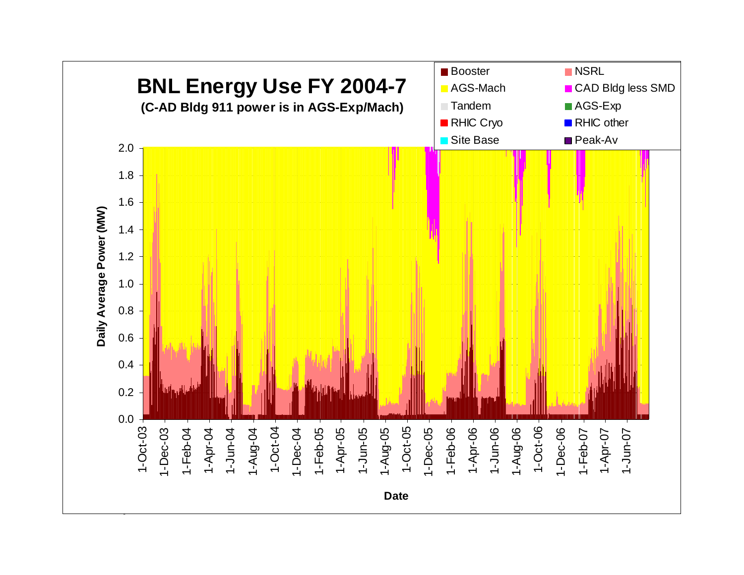# BNL Energy Use FY 2004-7

**(C-AD Bldg 911 power is in AGS-Exp/Mach)**

Legend: Booster, NSRL, AGS-Mach, CAD Bldg less SMD, Tandem, AGS-Exp, RHIC Cryo, RHIC other, Site Base, Peak-Av

Daily Average Power (MW)

Date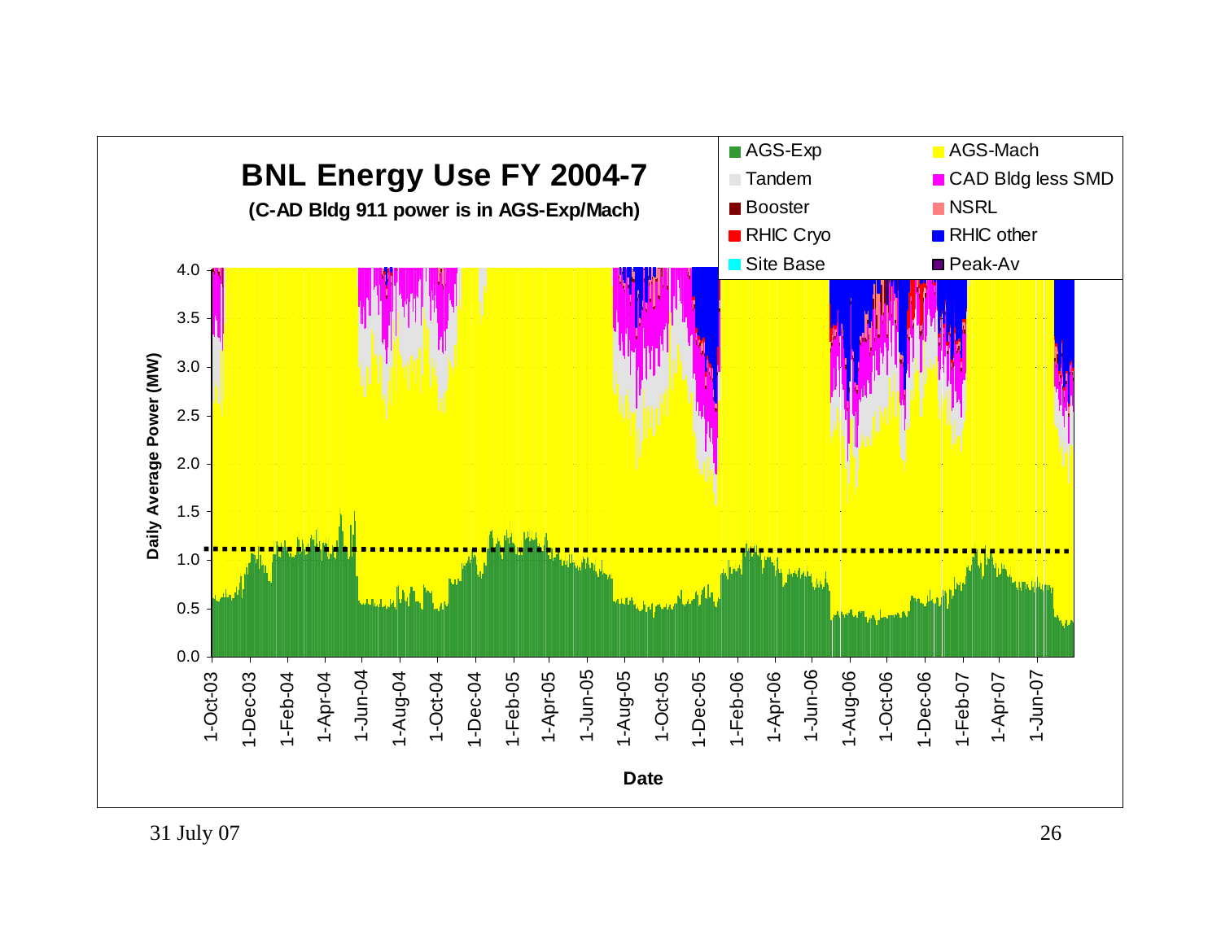# BNL Energy Use FY 2004-7

**(C-AD Bldg 911 power is in AGS-Exp/Mach)**

Legend: AGS-Exp, AGS-Mach, Tandem, CAD Bldg less SMD, Booster, NSRL, RHIC Cryo, RHIC other, Site Base, Peak-Av

Daily Average Power (MW)

Date

31 July 07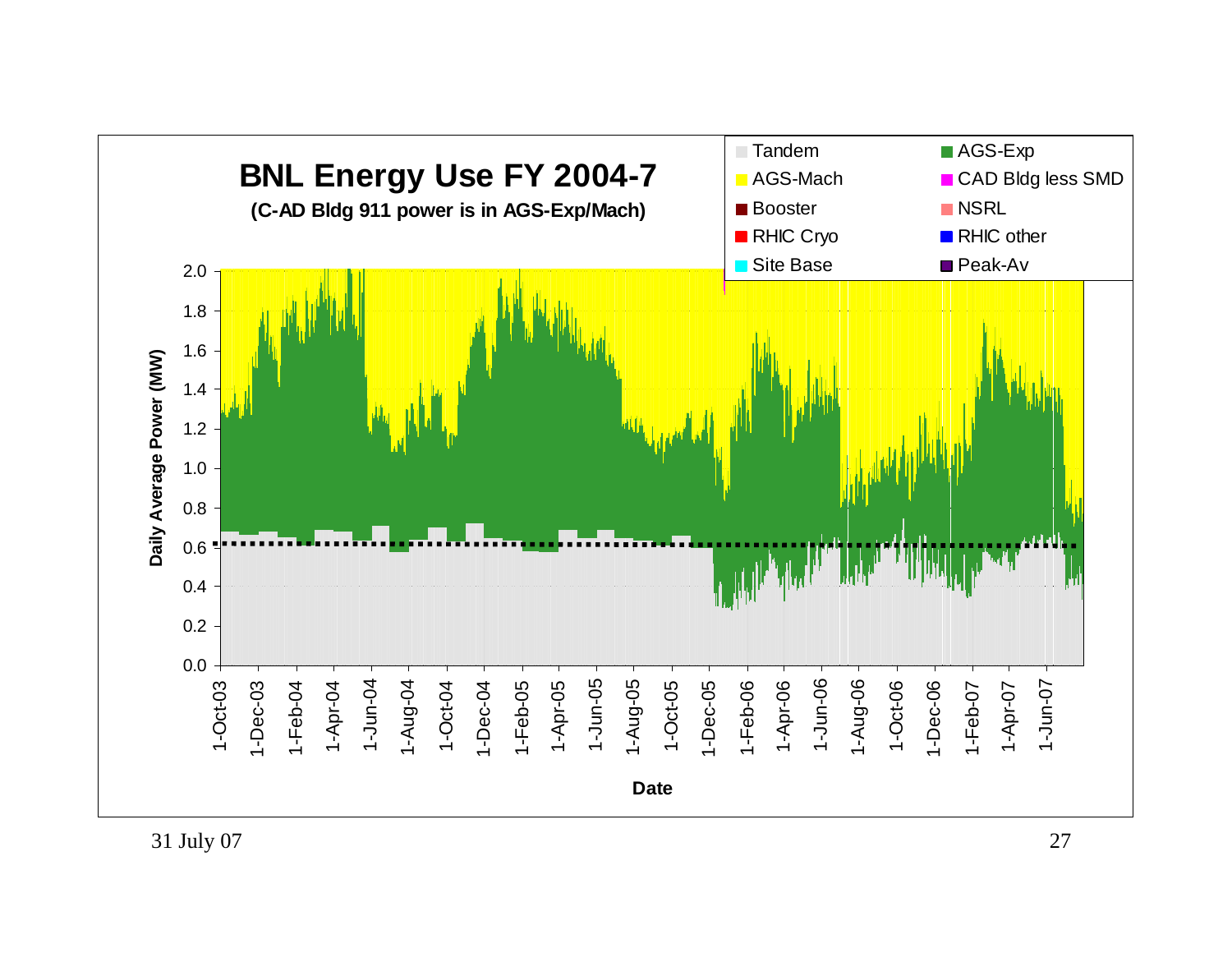## BNL Energy Use FY 2004-7

**(C-AD Bldg 911 power is in AGS-Exp/Mach)**

Legend: Tandem, AGS-Exp, AGS-Mach, CAD Bldg less SMD, Booster, NSRL, RHIC Cryo, RHIC other, Site Base, Peak-Av

Y-axis: Daily Average Power (MW) — 0.0, 0.2, 0.4, 0.6, 0.8, 1.0, 1.2, 1.4, 1.6, 1.8, 2.0

X-axis: Date — 1-Oct-03, 1-Dec-03, 1-Feb-04, 1-Apr-04, 1-Jun-04, 1-Aug-04, 1-Oct-04, 1-Dec-04, 1-Feb-05, 1-Apr-05, 1-Jun-05, 1-Aug-05, 1-Oct-05, 1-Dec-05, 1-Feb-06, 1-Apr-06, 1-Jun-06, 1-Aug-06, 1-Oct-06, 1-Dec-06, 1-Feb-07, 1-Apr-07, 1-Jun-07

31 July 07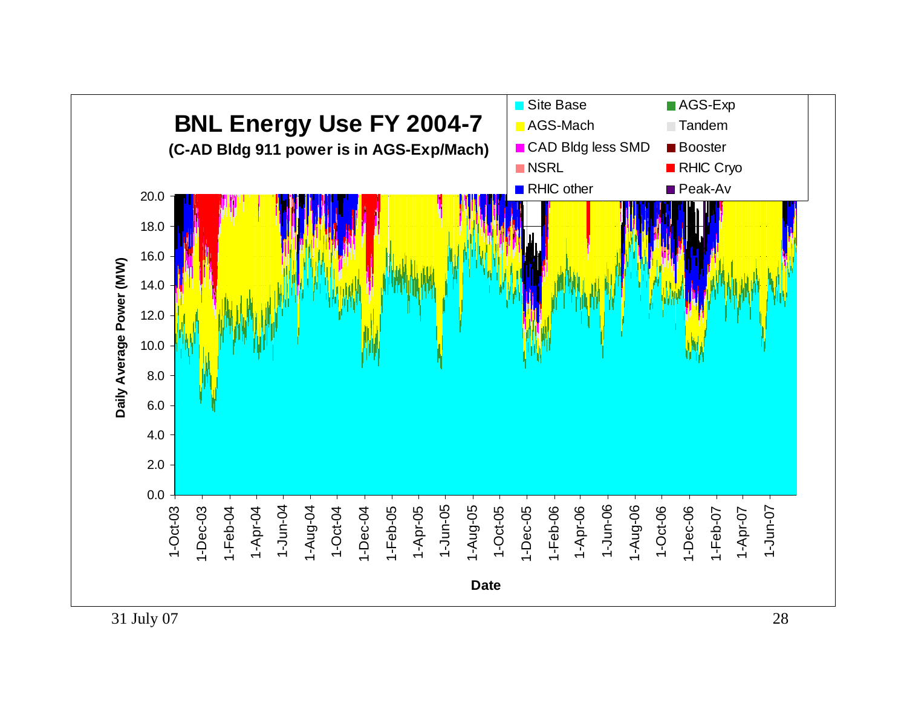# BNL Energy Use FY 2004-7

**(C-AD Bldg 911 power is in AGS-Exp/Mach)**

Legend: Site Base, AGS-Exp, AGS-Mach, Tandem, CAD Bldg less SMD, Booster, NSRL, RHIC Cryo, RHIC other, Peak-Av

Daily Average Power (MW)

Date

31 July 07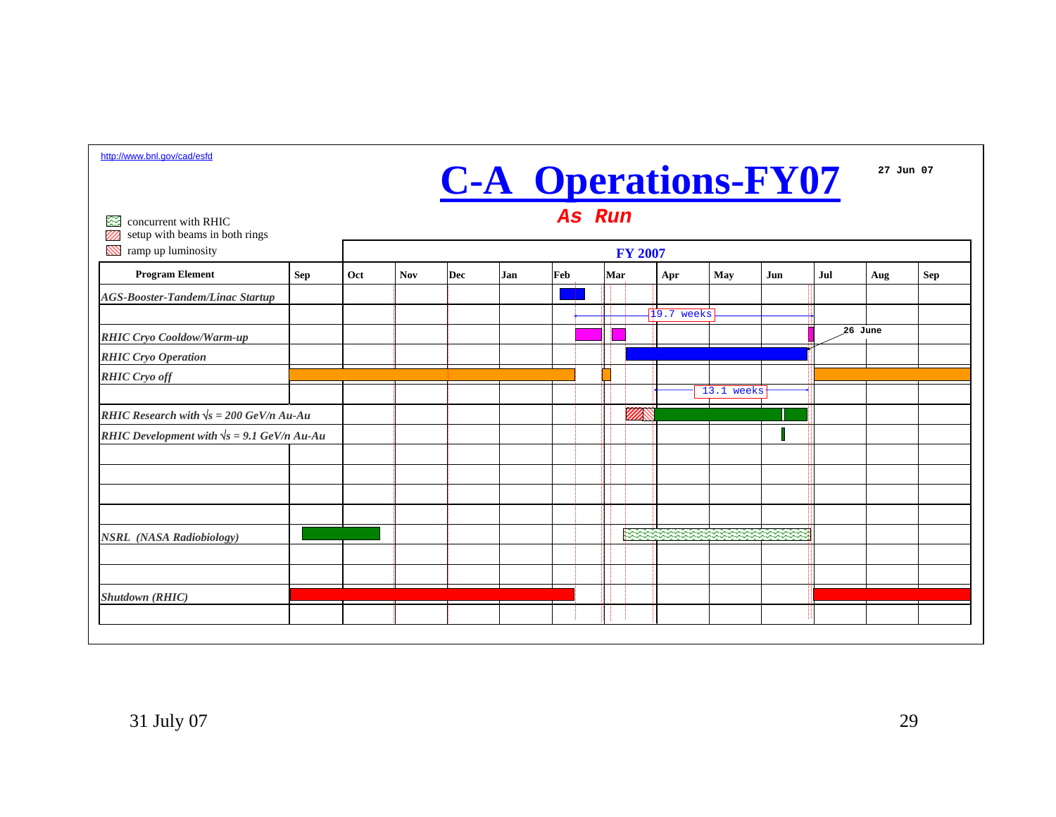http://www.bnl.gov/cad/esfd

# C-A Operations-FY07

27 Jun 07

***As Run***

- concurrent with RHIC
- setup with beams in both rings
- ramp up luminosity

**FY 2007**

| Program Element | Sep | Oct | Nov | Dec | Jan | Feb | Mar | Apr | May | Jun | Jul | Aug | Sep |
|---|---|---|---|---|---|---|---|---|---|---|---|---|---|
| *AGS-Booster-Tandem/Linac Startup* | | | | | | | | | | | | | |
| | | | | | | | 19.7 weeks | | | | | | |
| *RHIC Cryo Cooldow/Warm-up* | | | | | | | | | | | 26 June | | |
| *RHIC Cryo Operation* | | | | | | | | | | | | | |
| *RHIC Cryo off* | | | | | | | | | | | | | |
| | | | | | | | | | 13.1 weeks | | | | |
| *RHIC Research with √s = 200 GeV/n Au-Au* | | | | | | | | | | | | | |
| *RHIC Development with √s = 9.1 GeV/n Au-Au* | | | | | | | | | | | | | |
| | | | | | | | | | | | | | |
| | | | | | | | | | | | | | |
| | | | | | | | | | | | | | |
| | | | | | | | | | | | | | |
| *NSRL (NASA Radiobiology)* | | | | | | | | | | | | | |
| | | | | | | | | | | | | | |
| | | | | | | | | | | | | | |
| *Shutdown (RHIC)* | | | | | | | | | | | | | |
| | | | | | | | | | | | | | |

31 July 07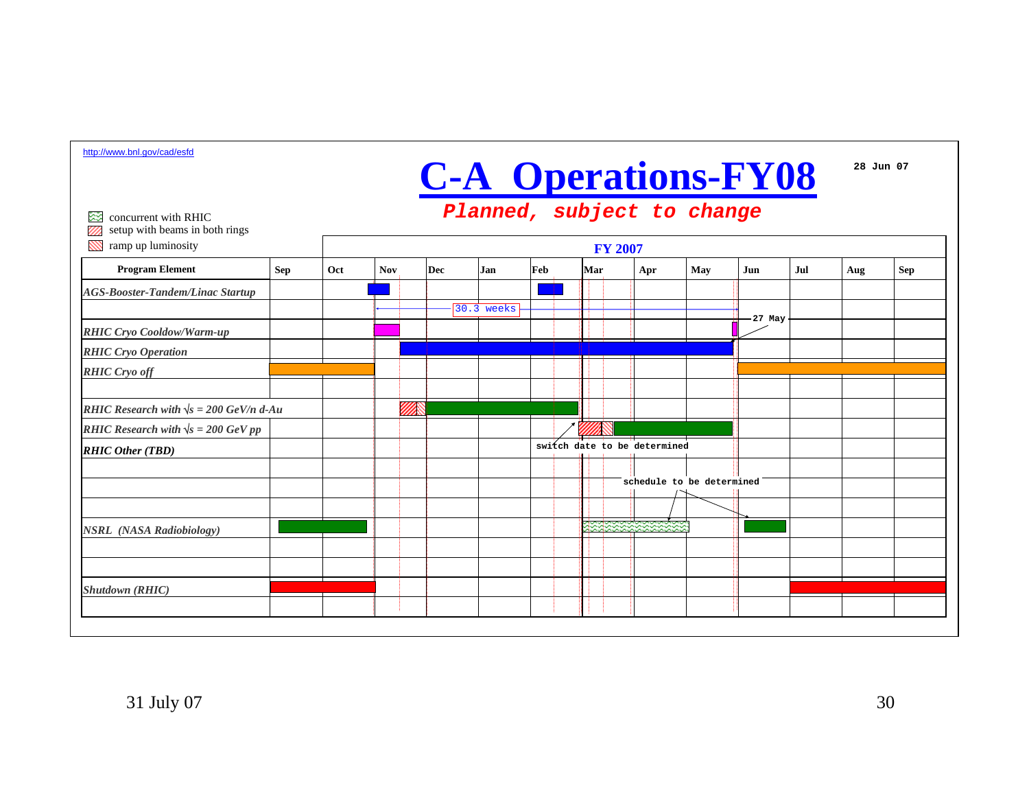http://www.bnl.gov/cad/esfd

# C-A Operations-FY08

**28 Jun 07**

*Planned, subject to change*

- concurrent with RHIC
- setup with beams in both rings
- ramp up luminosity

**FY 2007**

**Program Element** | **Sep** | **Oct** | **Nov** | **Dec** | **Jan** | **Feb** | **Mar** | **Apr** | **May** | **Jun** | **Jul** | **Aug** | **Sep**

*AGS-Booster-Tandem/Linac Startup*

30.3 weeks

27 May

*RHIC Cryo Cooldow/Warm-up*

*RHIC Cryo Operation*

*RHIC Cryo off*

*RHIC Research with √s = 200 GeV/n d-Au*

*RHIC Research with √s = 200 GeV pp*

*RHIC Other (TBD)*

switch date to be determined

schedule to be determined

*NSRL (NASA Radiobiology)*

*Shutdown (RHIC)*

31 July 07